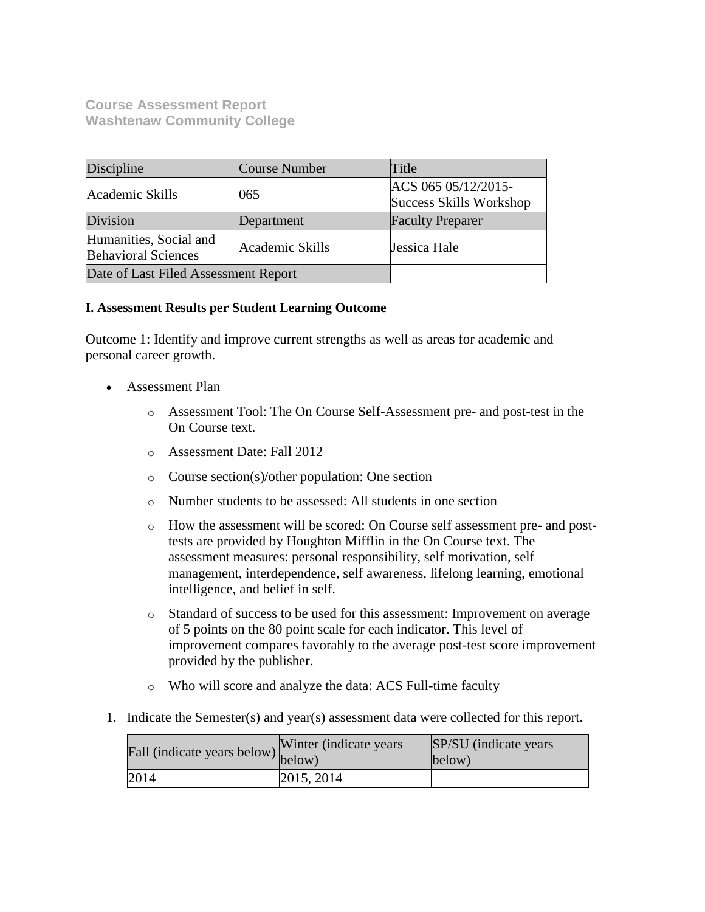**Course Assessment Report**
**Washtenaw Community College**

| Discipline | Course Number | Title |
| --- | --- | --- |
| Academic Skills | 065 | ACS 065 05/12/2015-Success Skills Workshop |
| Division | Department | Faculty Preparer |
| Humanities, Social and Behavioral Sciences | Academic Skills | Jessica Hale |
| Date of Last Filed Assessment Report | | |

**I. Assessment Results per Student Learning Outcome**

Outcome 1: Identify and improve current strengths as well as areas for academic and personal career growth.

- Assessment Plan
    - Assessment Tool: The On Course Self-Assessment pre- and post-test in the On Course text.
    - Assessment Date: Fall 2012
    - Course section(s)/other population: One section
    - Number students to be assessed: All students in one section
    - How the assessment will be scored: On Course self assessment pre- and post-tests are provided by Houghton Mifflin in the On Course text. The assessment measures: personal responsibility, self motivation, self management, interdependence, self awareness, lifelong learning, emotional intelligence, and belief in self.
    - Standard of success to be used for this assessment: Improvement on average of 5 points on the 80 point scale for each indicator. This level of improvement compares favorably to the average post-test score improvement provided by the publisher.
    - Who will score and analyze the data: ACS Full-time faculty

1. Indicate the Semester(s) and year(s) assessment data were collected for this report.

| Fall (indicate years below) | Winter (indicate years below) | SP/SU (indicate years below) |
| --- | --- | --- |
| 2014 | 2015, 2014 | |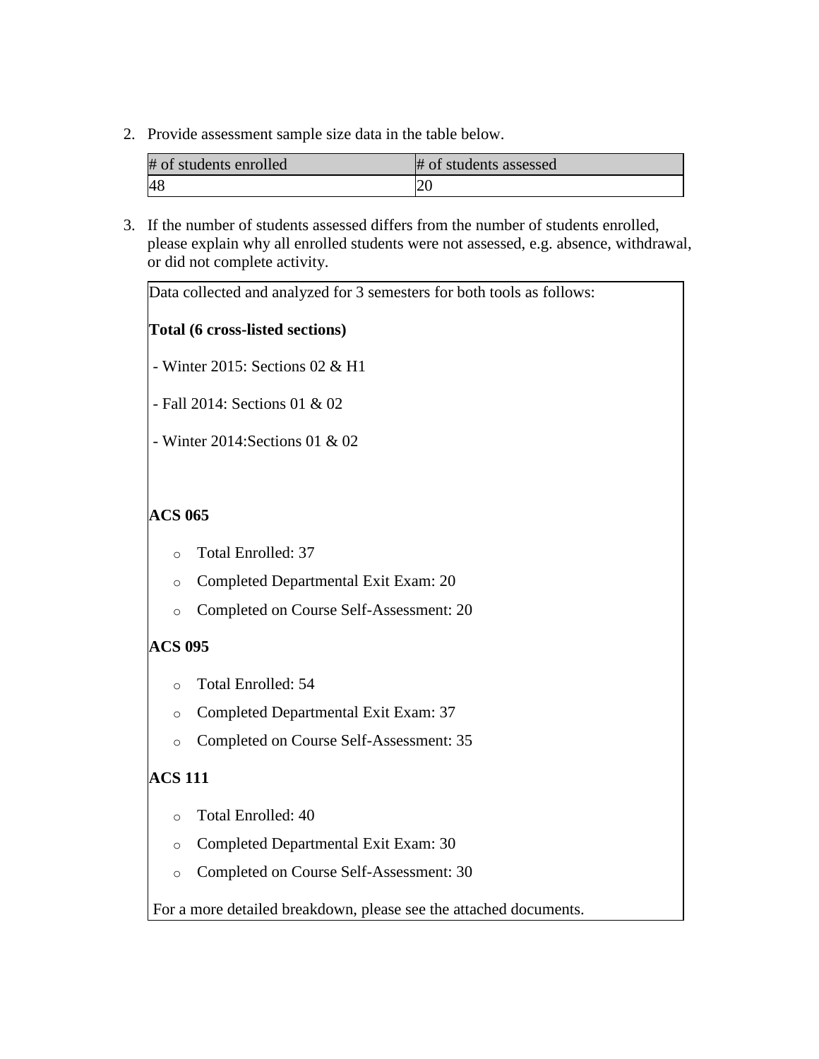2. Provide assessment sample size data in the table below.

| # of students enrolled | # of students assessed |
| --- | --- |
| 48 | 20 |

3. If the number of students assessed differs from the number of students enrolled, please explain why all enrolled students were not assessed, e.g. absence, withdrawal, or did not complete activity.

Data collected and analyzed for 3 semesters for both tools as follows:

**Total (6 cross-listed sections)**

- Winter 2015: Sections 02 & H1
- Fall 2014: Sections 01 & 02
- Winter 2014:Sections 01 & 02

**ACS 065**

- Total Enrolled: 37
- Completed Departmental Exit Exam: 20
- Completed on Course Self-Assessment: 20

**ACS 095**

- Total Enrolled: 54
- Completed Departmental Exit Exam: 37
- Completed on Course Self-Assessment: 35

**ACS 111**

- Total Enrolled: 40
- Completed Departmental Exit Exam: 30
- Completed on Course Self-Assessment: 30

For a more detailed breakdown, please see the attached documents.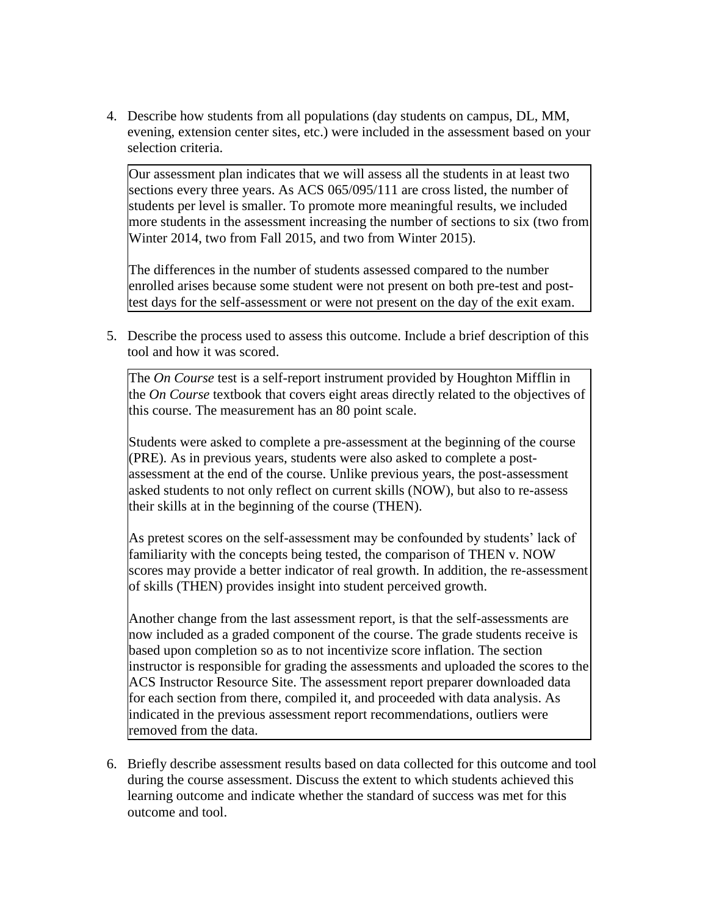4. Describe how students from all populations (day students on campus, DL, MM, evening, extension center sites, etc.) were included in the assessment based on your selection criteria.

   Our assessment plan indicates that we will assess all the students in at least two sections every three years. As ACS 065/095/111 are cross listed, the number of students per level is smaller. To promote more meaningful results, we included more students in the assessment increasing the number of sections to six (two from Winter 2014, two from Fall 2015, and two from Winter 2015).

   The differences in the number of students assessed compared to the number enrolled arises because some student were not present on both pre-test and post-test days for the self-assessment or were not present on the day of the exit exam.

5. Describe the process used to assess this outcome. Include a brief description of this tool and how it was scored.

   The *On Course* test is a self-report instrument provided by Houghton Mifflin in the *On Course* textbook that covers eight areas directly related to the objectives of this course. The measurement has an 80 point scale.

   Students were asked to complete a pre-assessment at the beginning of the course (PRE). As in previous years, students were also asked to complete a post-assessment at the end of the course. Unlike previous years, the post-assessment asked students to not only reflect on current skills (NOW), but also to re-assess their skills at in the beginning of the course (THEN).

   As pretest scores on the self-assessment may be confounded by students' lack of familiarity with the concepts being tested, the comparison of THEN v. NOW scores may provide a better indicator of real growth. In addition, the re-assessment of skills (THEN) provides insight into student perceived growth.

   Another change from the last assessment report, is that the self-assessments are now included as a graded component of the course. The grade students receive is based upon completion so as to not incentivize score inflation. The section instructor is responsible for grading the assessments and uploaded the scores to the ACS Instructor Resource Site. The assessment report preparer downloaded data for each section from there, compiled it, and proceeded with data analysis. As indicated in the previous assessment report recommendations, outliers were removed from the data.

6. Briefly describe assessment results based on data collected for this outcome and tool during the course assessment. Discuss the extent to which students achieved this learning outcome and indicate whether the standard of success was met for this outcome and tool.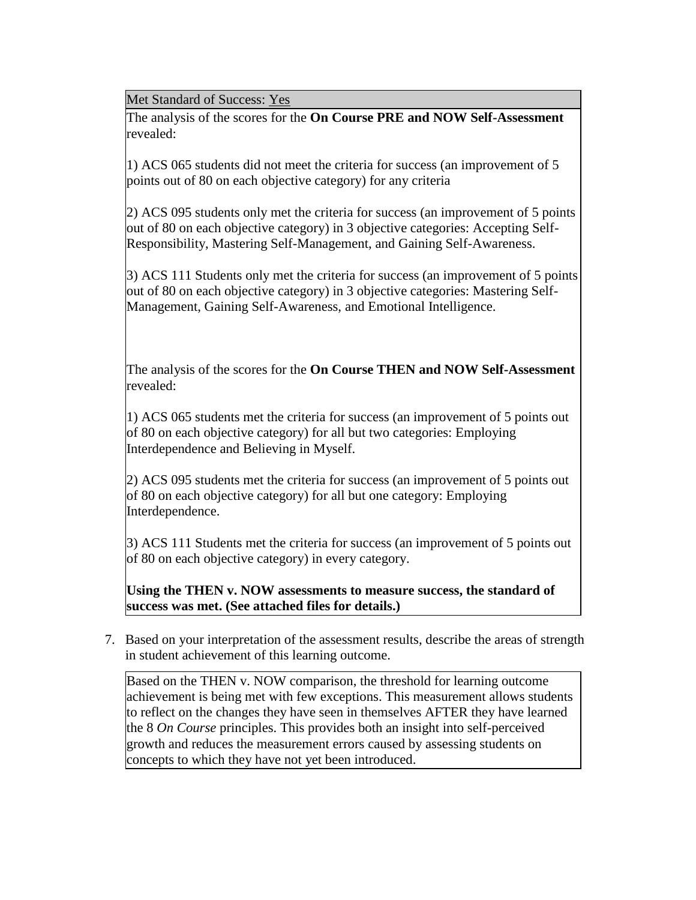Met Standard of Success: <u>Yes</u>

The analysis of the scores for the **On Course PRE and NOW Self-Assessment** revealed:

1) ACS 065 students did not meet the criteria for success (an improvement of 5 points out of 80 on each objective category) for any criteria

2) ACS 095 students only met the criteria for success (an improvement of 5 points out of 80 on each objective category) in 3 objective categories: Accepting Self-Responsibility, Mastering Self-Management, and Gaining Self-Awareness.

3) ACS 111 Students only met the criteria for success (an improvement of 5 points out of 80 on each objective category) in 3 objective categories: Mastering Self-Management, Gaining Self-Awareness, and Emotional Intelligence.

The analysis of the scores for the **On Course THEN and NOW Self-Assessment** revealed:

1) ACS 065 students met the criteria for success (an improvement of 5 points out of 80 on each objective category) for all but two categories: Employing Interdependence and Believing in Myself.

2) ACS 095 students met the criteria for success (an improvement of 5 points out of 80 on each objective category) for all but one category: Employing Interdependence.

3) ACS 111 Students met the criteria for success (an improvement of 5 points out of 80 on each objective category) in every category.

**Using the THEN v. NOW assessments to measure success, the standard of success was met. (See attached files for details.)**

7. Based on your interpretation of the assessment results, describe the areas of strength in student achievement of this learning outcome.

Based on the THEN v. NOW comparison, the threshold for learning outcome achievement is being met with few exceptions. This measurement allows students to reflect on the changes they have seen in themselves AFTER they have learned the 8 *On Course* principles. This provides both an insight into self-perceived growth and reduces the measurement errors caused by assessing students on concepts to which they have not yet been introduced.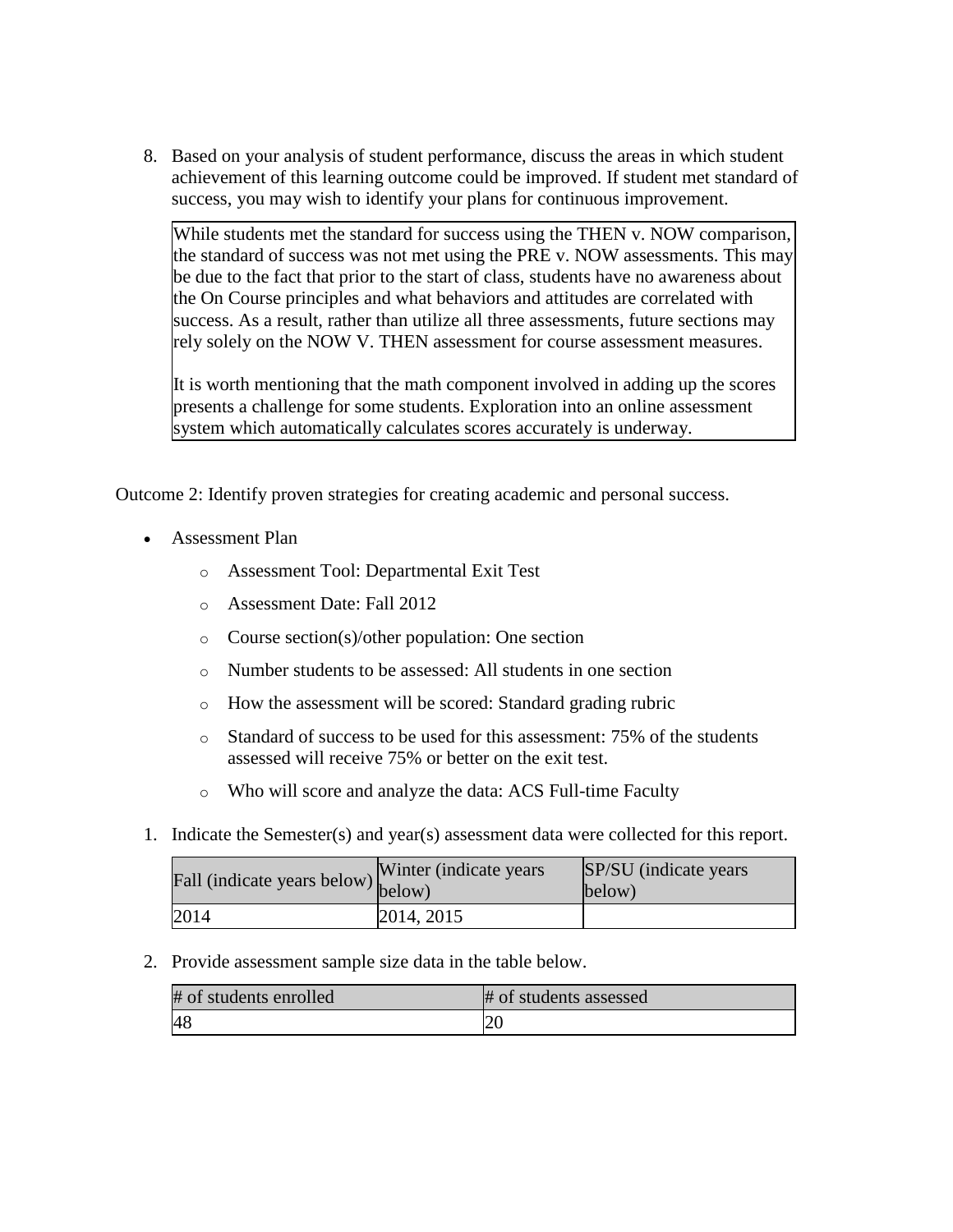8. Based on your analysis of student performance, discuss the areas in which student achievement of this learning outcome could be improved. If student met standard of success, you may wish to identify your plans for continuous improvement.

   > While students met the standard for success using the THEN v. NOW comparison, the standard of success was not met using the PRE v. NOW assessments. This may be due to the fact that prior to the start of class, students have no awareness about the On Course principles and what behaviors and attitudes are correlated with success. As a result, rather than utilize all three assessments, future sections may rely solely on the NOW V. THEN assessment for course assessment measures.
   >
   > It is worth mentioning that the math component involved in adding up the scores presents a challenge for some students. Exploration into an online assessment system which automatically calculates scores accurately is underway.

Outcome 2: Identify proven strategies for creating academic and personal success.

- Assessment Plan
  - Assessment Tool: Departmental Exit Test
  - Assessment Date: Fall 2012
  - Course section(s)/other population: One section
  - Number students to be assessed: All students in one section
  - How the assessment will be scored: Standard grading rubric
  - Standard of success to be used for this assessment: 75% of the students assessed will receive 75% or better on the exit test.
  - Who will score and analyze the data: ACS Full-time Faculty

1. Indicate the Semester(s) and year(s) assessment data were collected for this report.

| Fall (indicate years below) | Winter (indicate years below) | SP/SU (indicate years below) |
|---|---|---|
| 2014 | 2014, 2015 | |

2. Provide assessment sample size data in the table below.

| # of students enrolled | # of students assessed |
|---|---|
| 48 | 20 |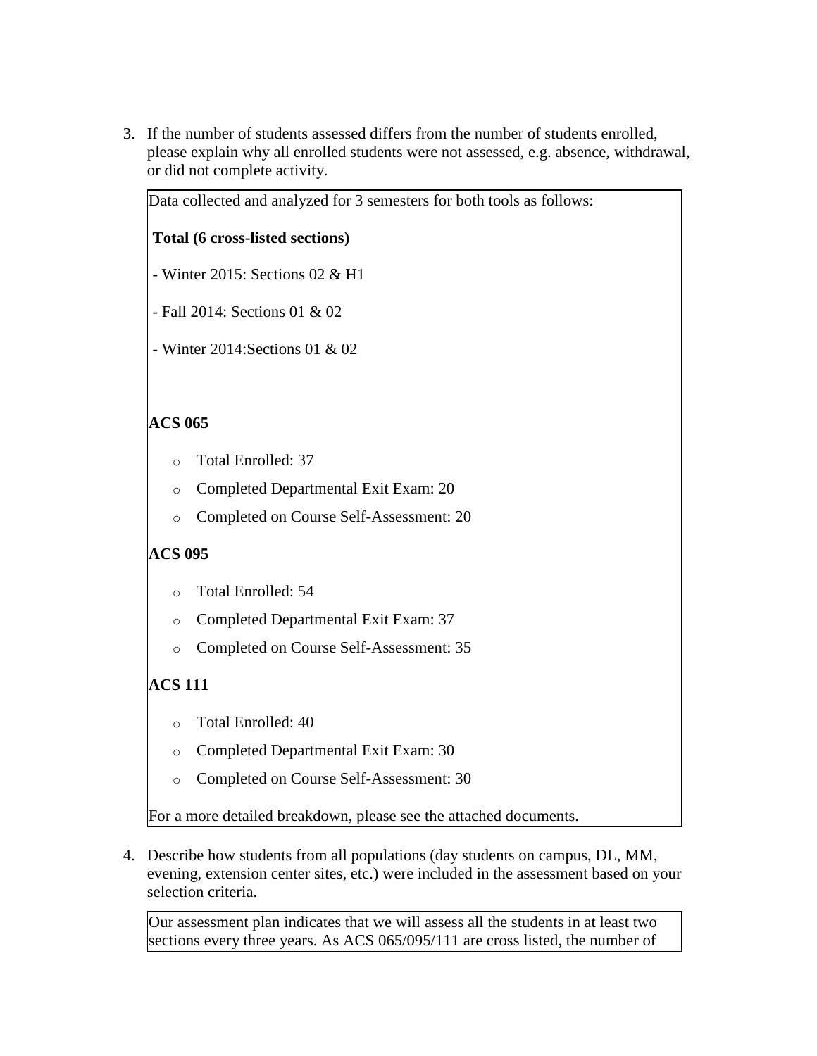3. If the number of students assessed differs from the number of students enrolled, please explain why all enrolled students were not assessed, e.g. absence, withdrawal, or did not complete activity.

Data collected and analyzed for 3 semesters for both tools as follows:

**Total (6 cross-listed sections)**

- Winter 2015: Sections 02 & H1
- Fall 2014: Sections 01 & 02
- Winter 2014:Sections 01 & 02

**ACS 065**

- Total Enrolled: 37
- Completed Departmental Exit Exam: 20
- Completed on Course Self-Assessment: 20

**ACS 095**

- Total Enrolled: 54
- Completed Departmental Exit Exam: 37
- Completed on Course Self-Assessment: 35

**ACS 111**

- Total Enrolled: 40
- Completed Departmental Exit Exam: 30
- Completed on Course Self-Assessment: 30

For a more detailed breakdown, please see the attached documents.

4. Describe how students from all populations (day students on campus, DL, MM, evening, extension center sites, etc.) were included in the assessment based on your selection criteria.

Our assessment plan indicates that we will assess all the students in at least two sections every three years. As ACS 065/095/111 are cross listed, the number of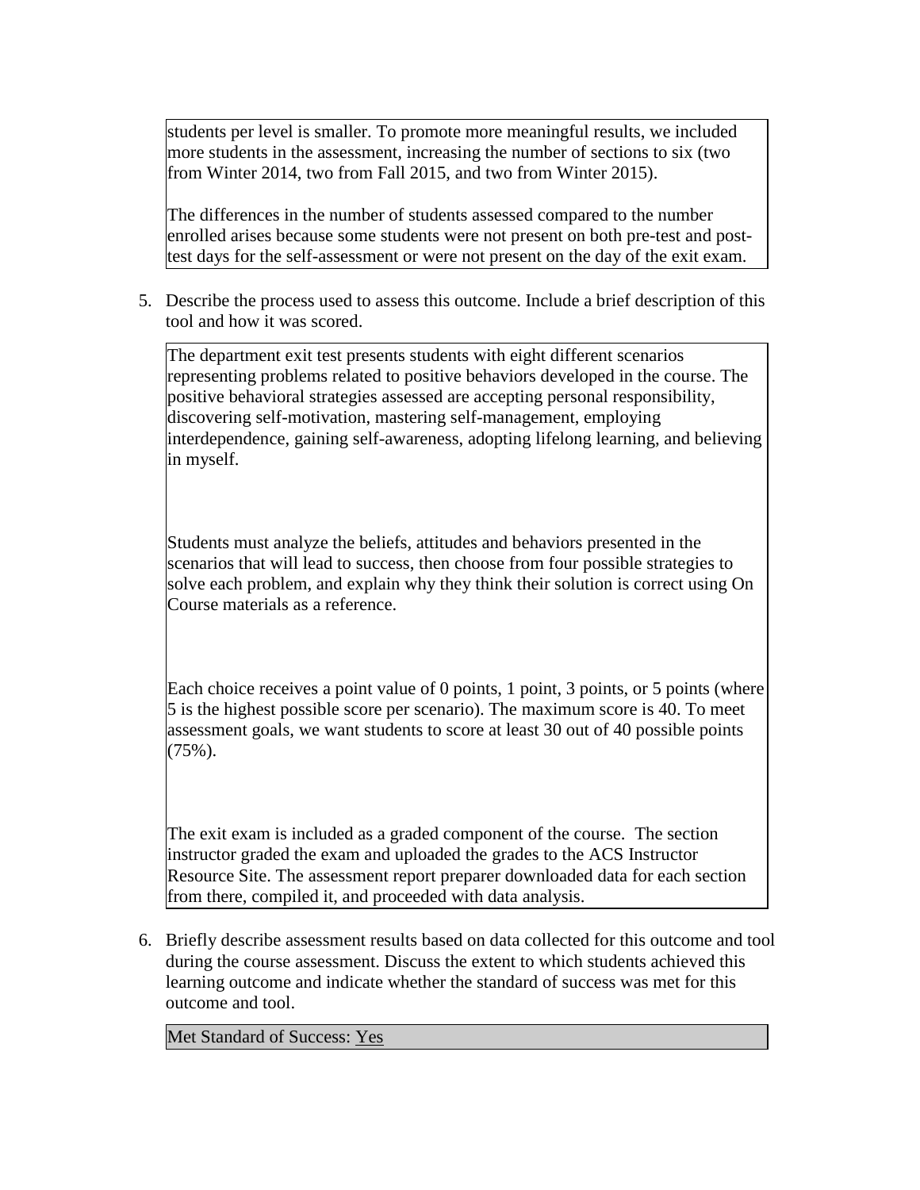students per level is smaller. To promote more meaningful results, we included more students in the assessment, increasing the number of sections to six (two from Winter 2014, two from Fall 2015, and two from Winter 2015).

The differences in the number of students assessed compared to the number enrolled arises because some students were not present on both pre-test and post-test days for the self-assessment or were not present on the day of the exit exam.

5. Describe the process used to assess this outcome. Include a brief description of this tool and how it was scored.

The department exit test presents students with eight different scenarios representing problems related to positive behaviors developed in the course. The positive behavioral strategies assessed are accepting personal responsibility, discovering self-motivation, mastering self-management, employing interdependence, gaining self-awareness, adopting lifelong learning, and believing in myself.

Students must analyze the beliefs, attitudes and behaviors presented in the scenarios that will lead to success, then choose from four possible strategies to solve each problem, and explain why they think their solution is correct using On Course materials as a reference.

Each choice receives a point value of 0 points, 1 point, 3 points, or 5 points (where 5 is the highest possible score per scenario). The maximum score is 40. To meet assessment goals, we want students to score at least 30 out of 40 possible points (75%).

The exit exam is included as a graded component of the course. The section instructor graded the exam and uploaded the grades to the ACS Instructor Resource Site. The assessment report preparer downloaded data for each section from there, compiled it, and proceeded with data analysis.

6. Briefly describe assessment results based on data collected for this outcome and tool during the course assessment. Discuss the extent to which students achieved this learning outcome and indicate whether the standard of success was met for this outcome and tool.

Met Standard of Success: Yes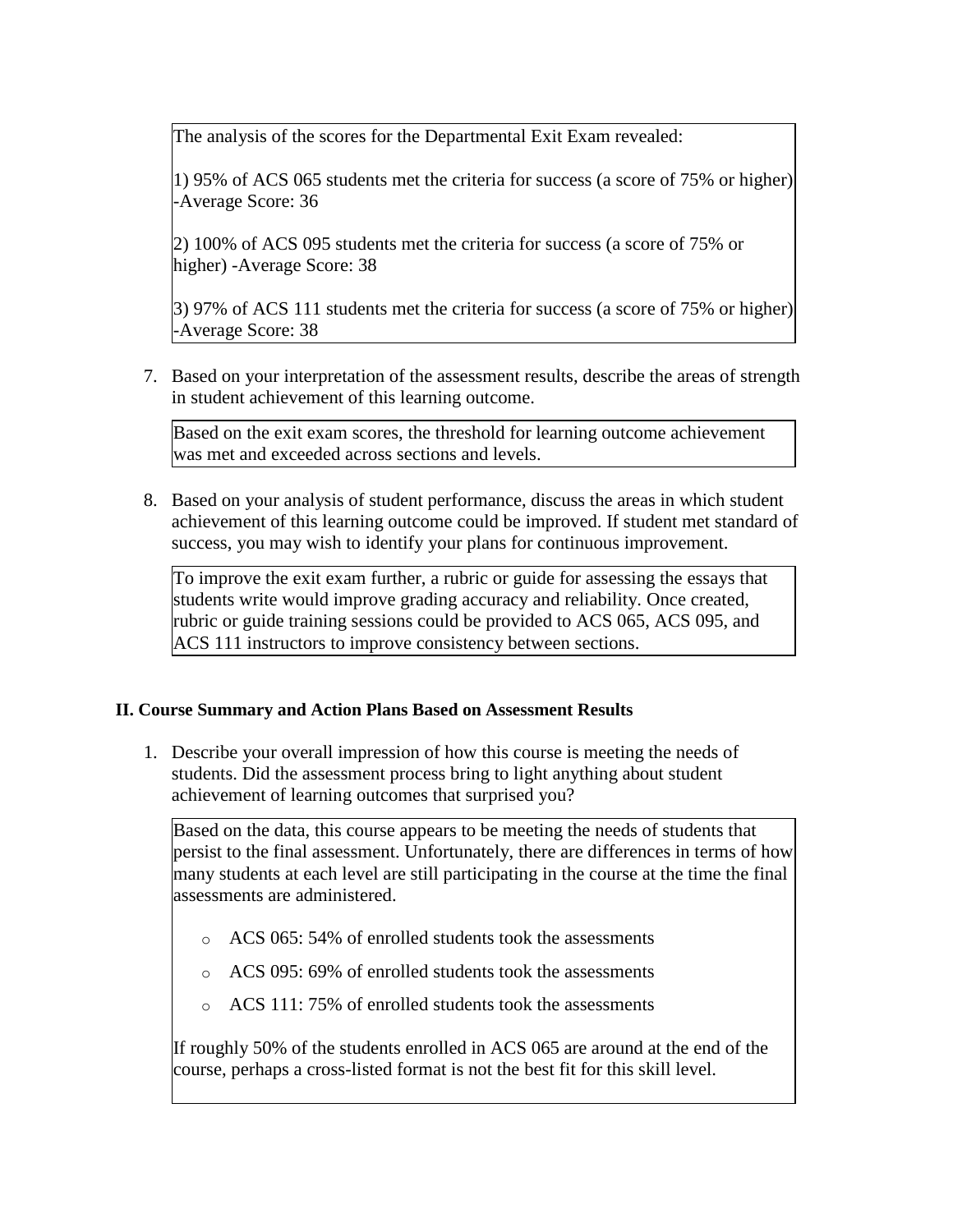The analysis of the scores for the Departmental Exit Exam revealed:

1) 95% of ACS 065 students met the criteria for success (a score of 75% or higher) -Average Score: 36

2) 100% of ACS 095 students met the criteria for success (a score of 75% or higher) -Average Score: 38

3) 97% of ACS 111 students met the criteria for success (a score of 75% or higher) -Average Score: 38

7. Based on your interpretation of the assessment results, describe the areas of strength in student achievement of this learning outcome.

Based on the exit exam scores, the threshold for learning outcome achievement was met and exceeded across sections and levels.

8. Based on your analysis of student performance, discuss the areas in which student achievement of this learning outcome could be improved. If student met standard of success, you may wish to identify your plans for continuous improvement.

To improve the exit exam further, a rubric or guide for assessing the essays that students write would improve grading accuracy and reliability. Once created, rubric or guide training sessions could be provided to ACS 065, ACS 095, and ACS 111 instructors to improve consistency between sections.

### II. Course Summary and Action Plans Based on Assessment Results

1. Describe your overall impression of how this course is meeting the needs of students. Did the assessment process bring to light anything about student achievement of learning outcomes that surprised you?

Based on the data, this course appears to be meeting the needs of students that persist to the final assessment. Unfortunately, there are differences in terms of how many students at each level are still participating in the course at the time the final assessments are administered.

- ACS 065: 54% of enrolled students took the assessments
- ACS 095: 69% of enrolled students took the assessments
- ACS 111: 75% of enrolled students took the assessments

If roughly 50% of the students enrolled in ACS 065 are around at the end of the course, perhaps a cross-listed format is not the best fit for this skill level.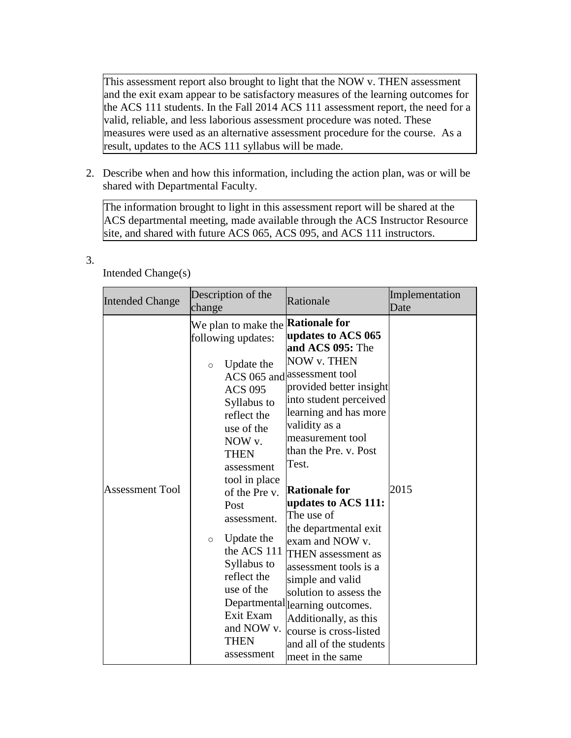This assessment report also brought to light that the NOW v. THEN assessment and the exit exam appear to be satisfactory measures of the learning outcomes for the ACS 111 students. In the Fall 2014 ACS 111 assessment report, the need for a valid, reliable, and less laborious assessment procedure was noted. These measures were used as an alternative assessment procedure for the course. As a result, updates to the ACS 111 syllabus will be made.

2. Describe when and how this information, including the action plan, was or will be shared with Departmental Faculty.

The information brought to light in this assessment report will be shared at the ACS departmental meeting, made available through the ACS Instructor Resource site, and shared with future ACS 065, ACS 095, and ACS 111 instructors.

3.

Intended Change(s)

| Intended Change | Description of the change | Rationale | Implementation Date |
|---|---|---|---|
| Assessment Tool | We plan to make the following updates:<br>○ Update the ACS 065 and ACS 095 Syllabus to reflect the use of the NOW v. THEN assessment tool in place of the Pre v. Post assessment.<br>○ Update the the ACS 111 Syllabus to reflect the use of the Departmental Exit Exam and NOW v. THEN assessment | **Rationale for updates to ACS 065 and ACS 095:** The NOW v. THEN assessment tool provided better insight into student perceived learning and has more validity as a measurement tool than the Pre. v. Post Test.<br><br>**Rationale for updates to ACS 111:** The use of the departmental exit exam and NOW v. THEN assessment as assessment tools is a simple and valid solution to assess the learning outcomes. Additionally, as this course is cross-listed and all of the students meet in the same | 2015 |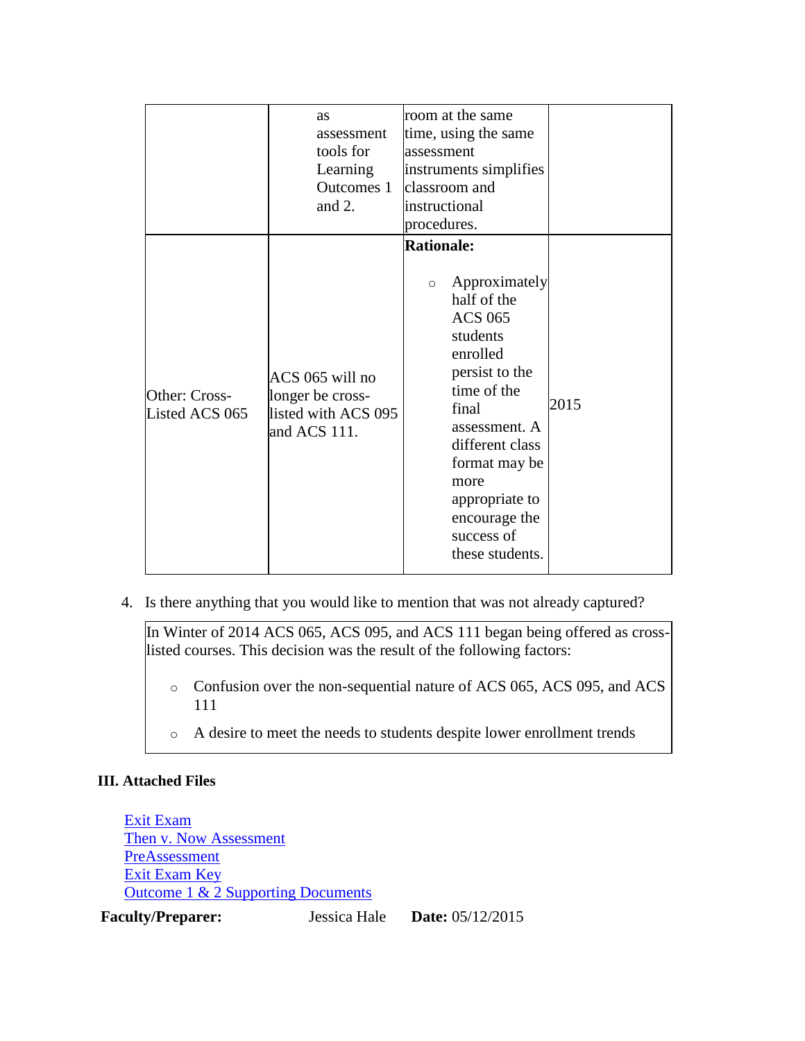|  |  |  |  |
|---|---|---|---|
|  | as assessment tools for Learning Outcomes 1 and 2. | room at the same time, using the same assessment instruments simplifies classroom and instructional procedures. |  |
| Other: Cross-Listed ACS 065 | ACS 065 will no longer be cross-listed with ACS 095 and ACS 111. | **Rationale:**<br><br>◦ Approximately half of the ACS 065 students enrolled persist to the time of the final assessment. A different class format may be more appropriate to encourage the success of these students. | 2015 |

4. Is there anything that you would like to mention that was not already captured?

In Winter of 2014 ACS 065, ACS 095, and ACS 111 began being offered as cross-listed courses. This decision was the result of the following factors:

- Confusion over the non-sequential nature of ACS 065, ACS 095, and ACS 111
- A desire to meet the needs to students despite lower enrollment trends

**III. Attached Files**

Exit Exam
Then v. Now Assessment
PreAssessment
Exit Exam Key
Outcome 1 & 2 Supporting Documents

**Faculty/Preparer:** Jessica Hale **Date:** 05/12/2015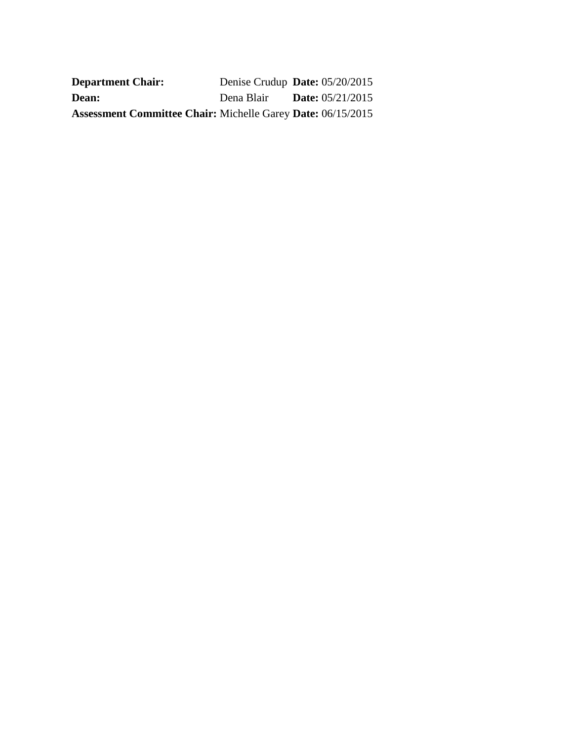| **Department Chair:** | Denise Crudup | **Date:** 05/20/2015 |
| --- | --- | --- |
| **Dean:** | Dena Blair | **Date:** 05/21/2015 |
| **Assessment Committee Chair:** | Michelle Garey | **Date:** 06/15/2015 |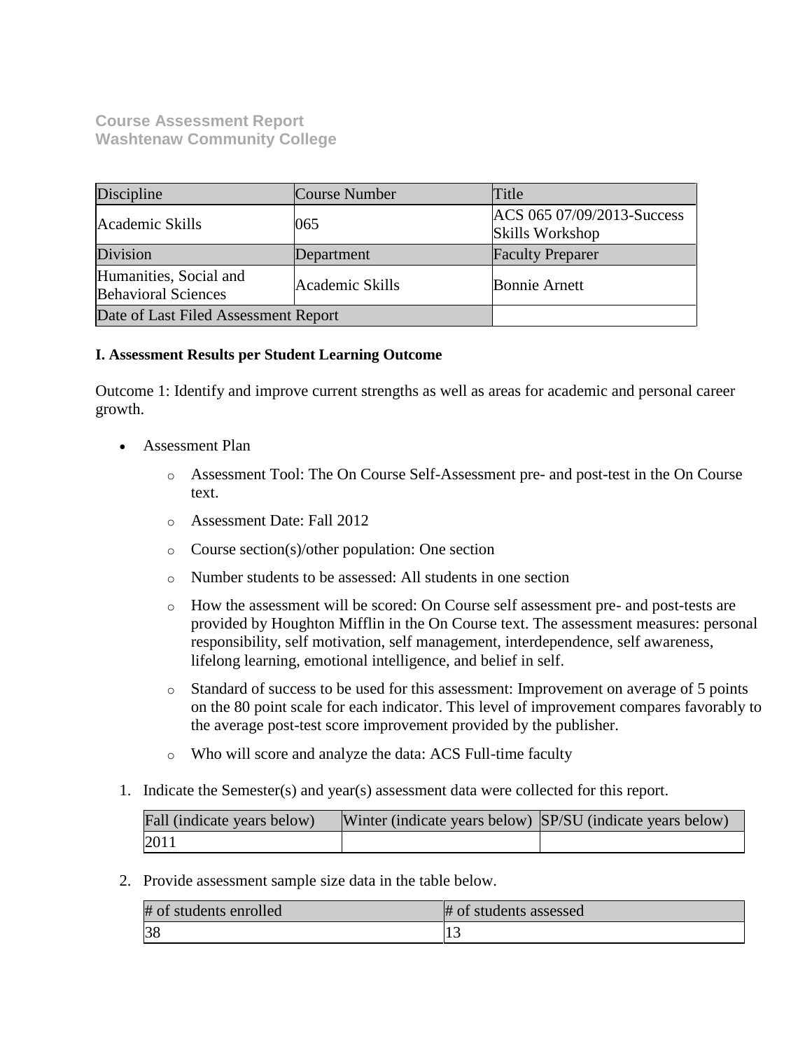**Course Assessment Report**
**Washtenaw Community College**

| Discipline | Course Number | Title |
| --- | --- | --- |
| Academic Skills | 065 | ACS 065 07/09/2013-Success Skills Workshop |
| Division | Department | Faculty Preparer |
| Humanities, Social and Behavioral Sciences | Academic Skills | Bonnie Arnett |
| Date of Last Filed Assessment Report | | |

**I. Assessment Results per Student Learning Outcome**

Outcome 1: Identify and improve current strengths as well as areas for academic and personal career growth.

- Assessment Plan
  - Assessment Tool: The On Course Self-Assessment pre- and post-test in the On Course text.
  - Assessment Date: Fall 2012
  - Course section(s)/other population: One section
  - Number students to be assessed: All students in one section
  - How the assessment will be scored: On Course self assessment pre- and post-tests are provided by Houghton Mifflin in the On Course text. The assessment measures: personal responsibility, self motivation, self management, interdependence, self awareness, lifelong learning, emotional intelligence, and belief in self.
  - Standard of success to be used for this assessment: Improvement on average of 5 points on the 80 point scale for each indicator. This level of improvement compares favorably to the average post-test score improvement provided by the publisher.
  - Who will score and analyze the data: ACS Full-time faculty

1. Indicate the Semester(s) and year(s) assessment data were collected for this report.

| Fall (indicate years below) | Winter (indicate years below) | SP/SU (indicate years below) |
| --- | --- | --- |
| 2011 | | |

2. Provide assessment sample size data in the table below.

| # of students enrolled | # of students assessed |
| --- | --- |
| 38 | 13 |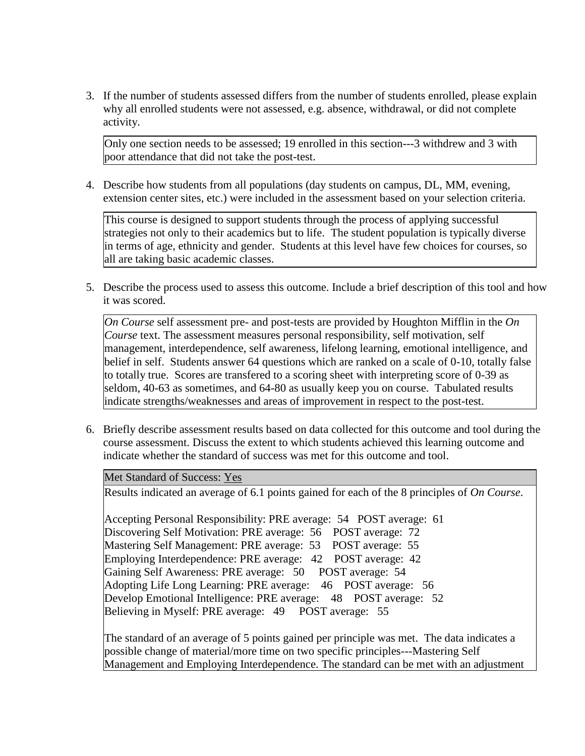3. If the number of students assessed differs from the number of students enrolled, please explain why all enrolled students were not assessed, e.g. absence, withdrawal, or did not complete activity.

   Only one section needs to be assessed; 19 enrolled in this section---3 withdrew and 3 with poor attendance that did not take the post-test.

4. Describe how students from all populations (day students on campus, DL, MM, evening, extension center sites, etc.) were included in the assessment based on your selection criteria.

   This course is designed to support students through the process of applying successful strategies not only to their academics but to life. The student population is typically diverse in terms of age, ethnicity and gender. Students at this level have few choices for courses, so all are taking basic academic classes.

5. Describe the process used to assess this outcome. Include a brief description of this tool and how it was scored.

   *On Course* self assessment pre- and post-tests are provided by Houghton Mifflin in the *On Course* text. The assessment measures personal responsibility, self motivation, self management, interdependence, self awareness, lifelong learning, emotional intelligence, and belief in self. Students answer 64 questions which are ranked on a scale of 0-10, totally false to totally true. Scores are transfered to a scoring sheet with interpreting score of 0-39 as seldom, 40-63 as sometimes, and 64-80 as usually keep you on course. Tabulated results indicate strengths/weaknesses and areas of improvement in respect to the post-test.

6. Briefly describe assessment results based on data collected for this outcome and tool during the course assessment. Discuss the extent to which students achieved this learning outcome and indicate whether the standard of success was met for this outcome and tool.

   Met Standard of Success: Yes

   Results indicated an average of 6.1 points gained for each of the 8 principles of *On Course*.

   Accepting Personal Responsibility: PRE average: 54 POST average: 61
   Discovering Self Motivation: PRE average: 56 POST average: 72
   Mastering Self Management: PRE average: 53 POST average: 55
   Employing Interdependence: PRE average: 42 POST average: 42
   Gaining Self Awareness: PRE average: 50 POST average: 54
   Adopting Life Long Learning: PRE average: 46 POST average: 56
   Develop Emotional Intelligence: PRE average: 48 POST average: 52
   Believing in Myself: PRE average: 49 POST average: 55

   The standard of an average of 5 points gained per principle was met. The data indicates a possible change of material/more time on two specific principles---Mastering Self Management and Employing Interdependence. The standard can be met with an adjustment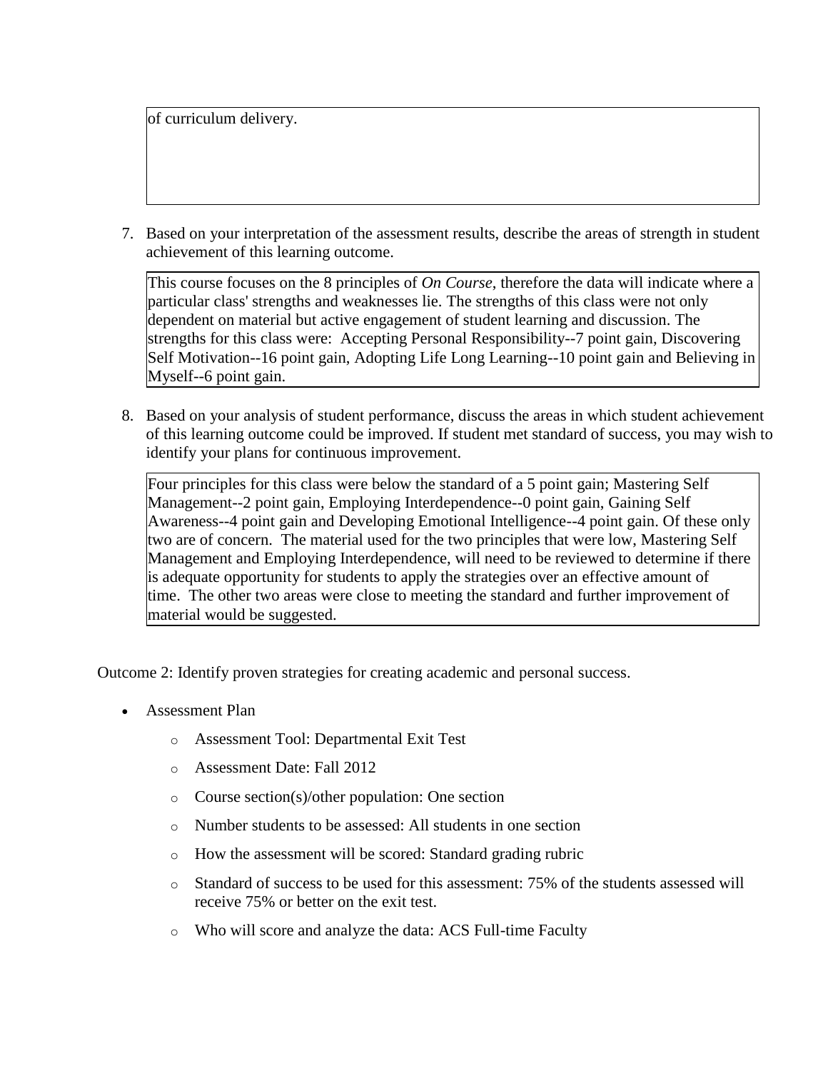of curriculum delivery.

7. Based on your interpretation of the assessment results, describe the areas of strength in student achievement of this learning outcome.

   This course focuses on the 8 principles of *On Course*, therefore the data will indicate where a particular class' strengths and weaknesses lie. The strengths of this class were not only dependent on material but active engagement of student learning and discussion. The strengths for this class were: Accepting Personal Responsibility--7 point gain, Discovering Self Motivation--16 point gain, Adopting Life Long Learning--10 point gain and Believing in Myself--6 point gain.

8. Based on your analysis of student performance, discuss the areas in which student achievement of this learning outcome could be improved. If student met standard of success, you may wish to identify your plans for continuous improvement.

   Four principles for this class were below the standard of a 5 point gain; Mastering Self Management--2 point gain, Employing Interdependence--0 point gain, Gaining Self Awareness--4 point gain and Developing Emotional Intelligence--4 point gain. Of these only two are of concern. The material used for the two principles that were low, Mastering Self Management and Employing Interdependence, will need to be reviewed to determine if there is adequate opportunity for students to apply the strategies over an effective amount of time. The other two areas were close to meeting the standard and further improvement of material would be suggested.

Outcome 2: Identify proven strategies for creating academic and personal success.

- Assessment Plan
  - Assessment Tool: Departmental Exit Test
  - Assessment Date: Fall 2012
  - Course section(s)/other population: One section
  - Number students to be assessed: All students in one section
  - How the assessment will be scored: Standard grading rubric
  - Standard of success to be used for this assessment: 75% of the students assessed will receive 75% or better on the exit test.
  - Who will score and analyze the data: ACS Full-time Faculty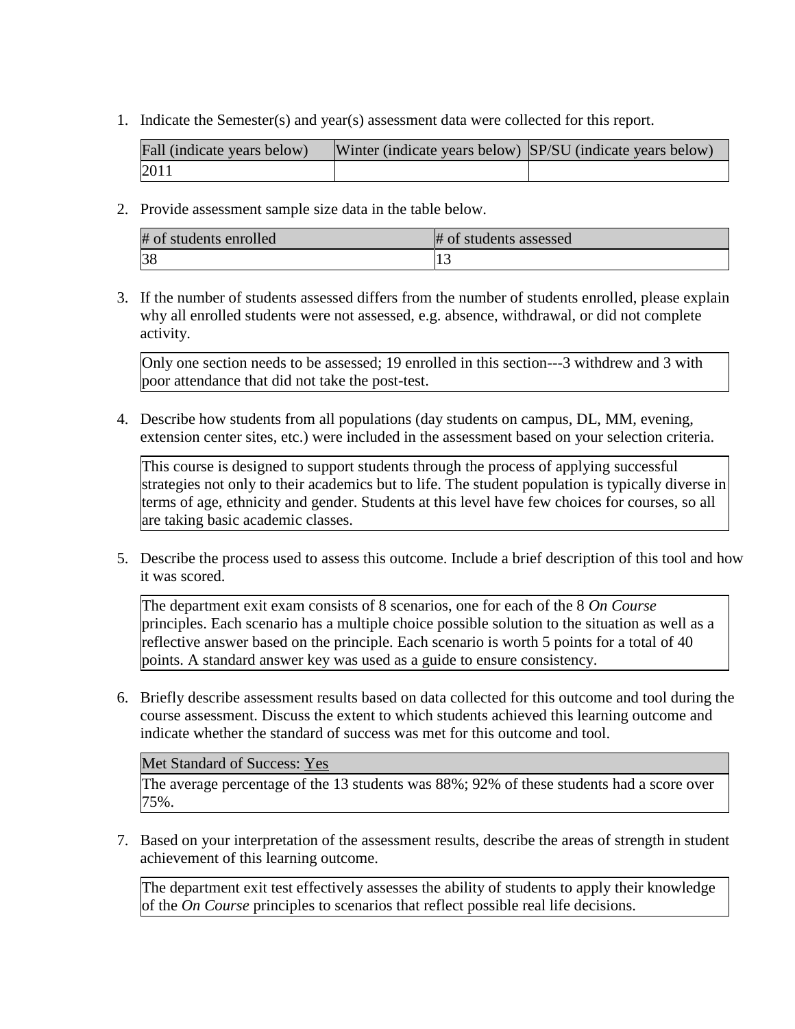1. Indicate the Semester(s) and year(s) assessment data were collected for this report.

| Fall (indicate years below) | Winter (indicate years below) | SP/SU (indicate years below) |
|---|---|---|
| 2011 | | |

2. Provide assessment sample size data in the table below.

| # of students enrolled | # of students assessed |
|---|---|
| 38 | 13 |

3. If the number of students assessed differs from the number of students enrolled, please explain why all enrolled students were not assessed, e.g. absence, withdrawal, or did not complete activity.

| Only one section needs to be assessed; 19 enrolled in this section---3 withdrew and 3 with poor attendance that did not take the post-test. |
|---|

4. Describe how students from all populations (day students on campus, DL, MM, evening, extension center sites, etc.) were included in the assessment based on your selection criteria.

| This course is designed to support students through the process of applying successful strategies not only to their academics but to life. The student population is typically diverse in terms of age, ethnicity and gender. Students at this level have few choices for courses, so all are taking basic academic classes. |
|---|

5. Describe the process used to assess this outcome. Include a brief description of this tool and how it was scored.

| The department exit exam consists of 8 scenarios, one for each of the 8 *On Course* principles. Each scenario has a multiple choice possible solution to the situation as well as a reflective answer based on the principle. Each scenario is worth 5 points for a total of 40 points. A standard answer key was used as a guide to ensure consistency. |
|---|

6. Briefly describe assessment results based on data collected for this outcome and tool during the course assessment. Discuss the extent to which students achieved this learning outcome and indicate whether the standard of success was met for this outcome and tool.

| Met Standard of Success: Yes |
|---|
| The average percentage of the 13 students was 88%; 92% of these students had a score over 75%. |

7. Based on your interpretation of the assessment results, describe the areas of strength in student achievement of this learning outcome.

| The department exit test effectively assesses the ability of students to apply their knowledge of the *On Course* principles to scenarios that reflect possible real life decisions. |
|---|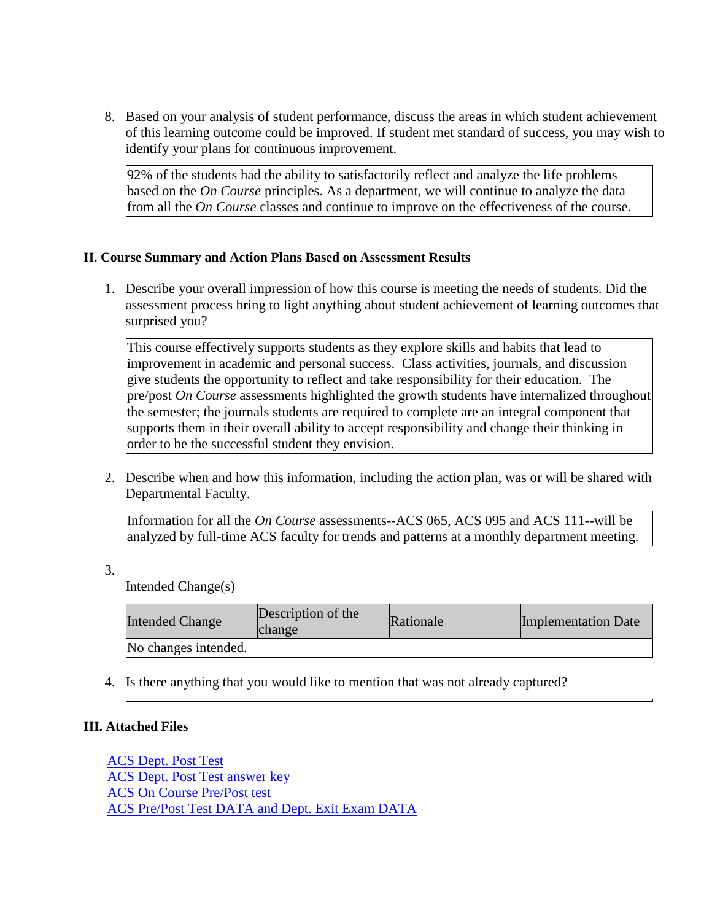8. Based on your analysis of student performance, discuss the areas in which student achievement of this learning outcome could be improved. If student met standard of success, you may wish to identify your plans for continuous improvement.

   92% of the students had the ability to satisfactorily reflect and analyze the life problems based on the *On Course* principles. As a department, we will continue to analyze the data from all the *On Course* classes and continue to improve on the effectiveness of the course.

## II. Course Summary and Action Plans Based on Assessment Results

1. Describe your overall impression of how this course is meeting the needs of students. Did the assessment process bring to light anything about student achievement of learning outcomes that surprised you?

   This course effectively supports students as they explore skills and habits that lead to improvement in academic and personal success. Class activities, journals, and discussion give students the opportunity to reflect and take responsibility for their education. The pre/post *On Course* assessments highlighted the growth students have internalized throughout the semester; the journals students are required to complete are an integral component that supports them in their overall ability to accept responsibility and change their thinking in order to be the successful student they envision.

2. Describe when and how this information, including the action plan, was or will be shared with Departmental Faculty.

   Information for all the *On Course* assessments--ACS 065, ACS 095 and ACS 111--will be analyzed by full-time ACS faculty for trends and patterns at a monthly department meeting.

3. Intended Change(s)

| Intended Change | Description of the change | Rationale | Implementation Date |
|---|---|---|---|
| No changes intended. | | | |

4. Is there anything that you would like to mention that was not already captured?

## III. Attached Files

ACS Dept. Post Test
ACS Dept. Post Test answer key
ACS On Course Pre/Post test
ACS Pre/Post Test DATA and Dept. Exit Exam DATA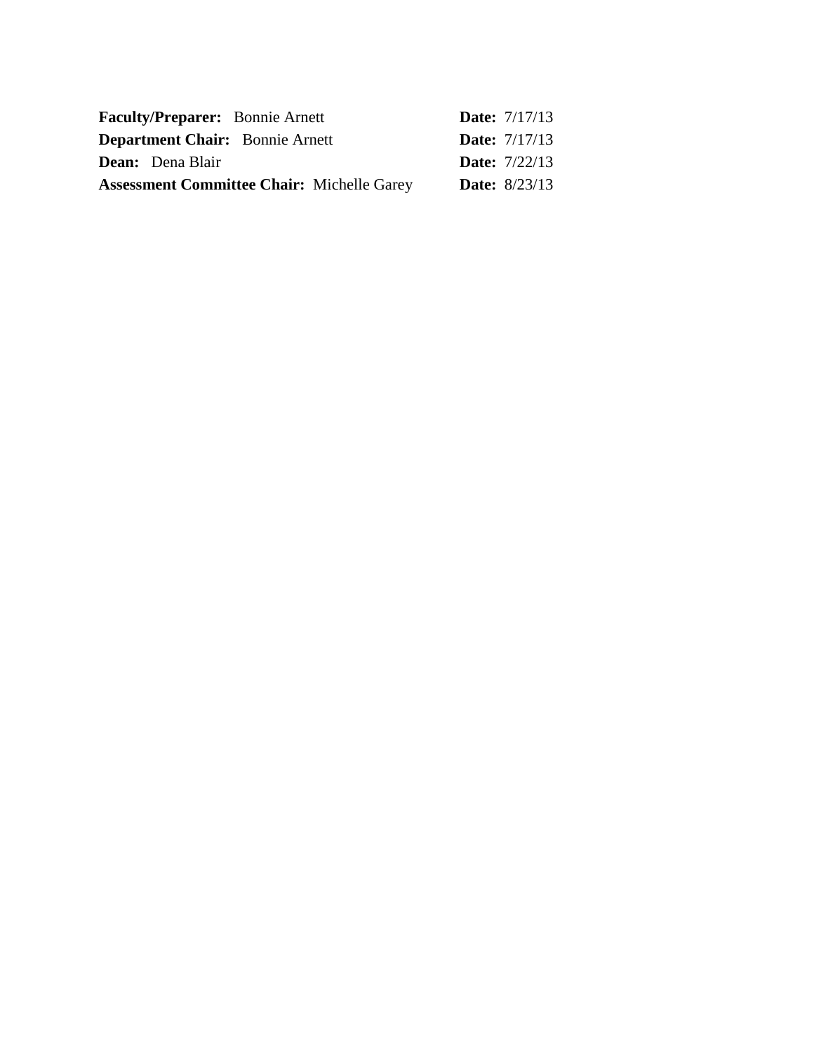**Faculty/Preparer:** Bonnie Arnett **Date:** 7/17/13
**Department Chair:** Bonnie Arnett **Date:** 7/17/13
**Dean:** Dena Blair **Date:** 7/22/13
**Assessment Committee Chair:** Michelle Garey **Date:** 8/23/13